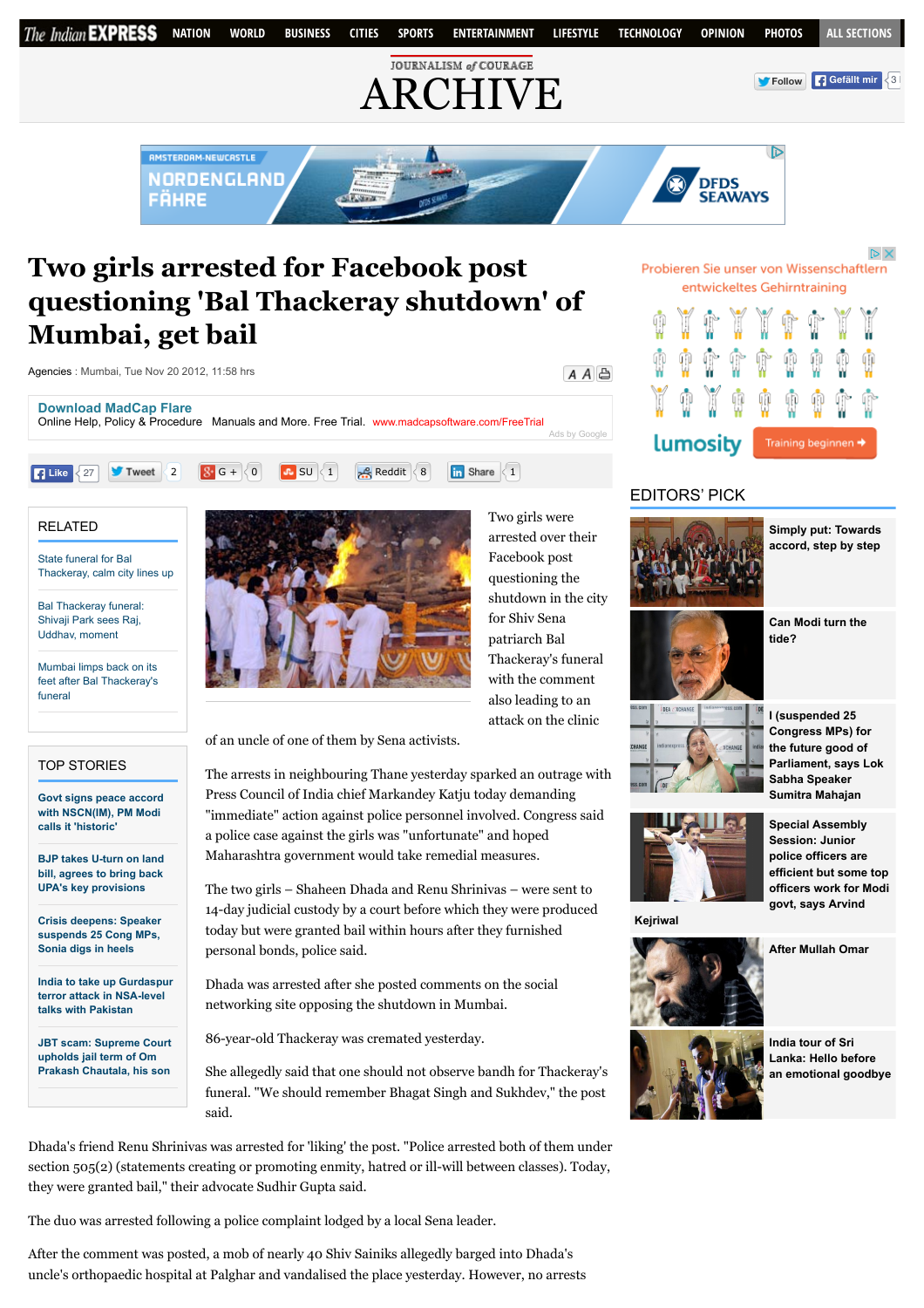# Two girls arrested for Facebook post questioning 'Bal Thackeray shutdown' of Mumbai, get bail

Agencies : Mumbai, Tue Nov 20 2012, 11:58 hrs

Two girls were arrested over their Facebook post questioning the shutdown in the city for Shiv Sena patriarch Bal Thackeray's funeral with the comment also leading to an attack on the clinic of an uncle of one of them by Sena activists.

The arrests in neighbouring Thane yesterday sparked an outrage with Press Council of India chief Markandey Katju today demanding "immediate" action against police personnel involved. Congress said a police case against the girls was "unfortunate" and hoped Maharashtra government would take remedial measures.

The two girls – Shaheen Dhada and Renu Shrinivas – were sent to 14-day judicial custody by a court before which they were produced today but were granted bail within hours after they furnished personal bonds, police said.

Dhada was arrested after she posted comments on the social networking site opposing the shutdown in Mumbai.

86-year-old Thackeray was cremated yesterday.

She allegedly said that one should not observe bandh for Thackeray's funeral. "We should remember Bhagat Singh and Sukhdev," the post said.

Dhada's friend Renu Shrinivas was arrested for 'liking' the post. "Police arrested both of them under section 505(2) (statements creating or promoting enmity, hatred or ill-will between classes). Today, they were granted bail," their advocate Sudhir Gupta said.

The duo was arrested following a police complaint lodged by a local Sena leader.

After the comment was posted, a mob of nearly 40 Shiv Sainiks allegedly barged into Dhada's uncle's orthopaedic hospital at Palghar and vandalised the place yesterday. However, no arrests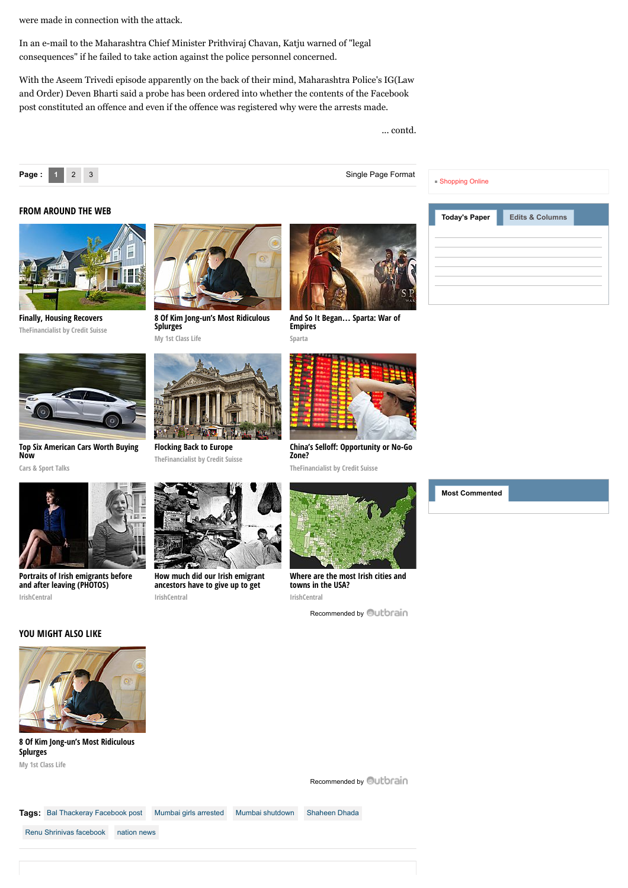were made in connection with the attack.

In an e-mail to the Maharashtra Chief Minister Prithviraj Chavan, Katju warned of "legal consequences" if he failed to take action against the police personnel concerned.

With the Aseem Trivedi episode apparently on the back of their mind, Maharashtra Police's IG(Law and Order) Deven Bharti said a probe has been ordered into whether the contents of the Facebook post constituted an offence and even if the offence was registered why were the arrests made.

... contd.

Page : 1 2 3 Single Page Format

## FROM AROUND THE WEB

**Finally, Housing Recovers**
TheFinancialist by Credit Suisse

**8 Of Kim Jong-un's Most Ridiculous Splurges**
My 1st Class Life

**And So It Began… Sparta: War of Empires**
Sparta

**Top Six American Cars Worth Buying Now**
Cars & Sport Talks

**Flocking Back to Europe**
TheFinancialist by Credit Suisse

**China's Selloff: Opportunity or No-Go Zone?**
TheFinancialist by Credit Suisse

**Portraits of Irish emigrants before and after leaving (PHOTOS)**
IrishCentral

**How much did our Irish emigrant ancestors have to give up to get**
IrishCentral

**Where are the most Irish cities and towns in the USA?**
IrishCentral

Recommended by Outbrain

## YOU MIGHT ALSO LIKE

**8 Of Kim Jong-un's Most Ridiculous Splurges**
My 1st Class Life

Recommended by Outbrain

**Tags:** Bal Thackeray Facebook post | Mumbai girls arrested | Mumbai shutdown | Shaheen Dhada | Renu Shrinivas facebook | nation news

Shopping Online

Today's Paper | Edits & Columns

Most Commented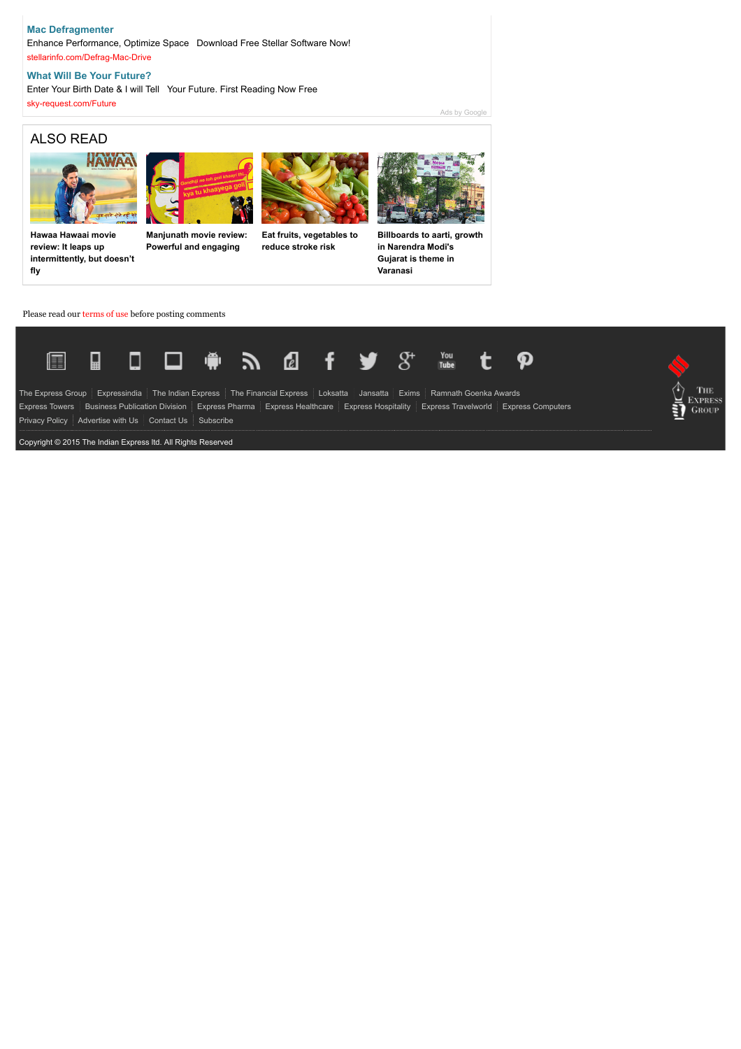**Mac Defragmenter**
Enhance Performance, Optimize Space   Download Free Stellar Software Now!
stellarinfo.com/Defrag-Mac-Drive

**What Will Be Your Future?**
Enter Your Birth Date & I will Tell   Your Future. First Reading Now Free
sky-request.com/Future

Ads by Google

## ALSO READ

**Hawaa Hawaai movie review: It leaps up intermittently, but doesn't fly**

**Manjunath movie review: Powerful and engaging**

**Eat fruits, vegetables to reduce stroke risk**

**Billboards to aarti, growth in Narendra Modi's Gujarat is theme in Varanasi**

Please read our terms of use before posting comments

The Express Group | Expressindia | The Indian Express | The Financial Express | Loksatta | Jansatta | Exims | Ramnath Goenka Awards
Express Towers | Business Publication Division | Express Pharma | Express Healthcare | Express Hospitality | Express Travelworld | Express Computers
Privacy Policy | Advertise with Us | Contact Us | Subscribe

Copyright © 2015 The Indian Express ltd. All Rights Reserved

The Express Group